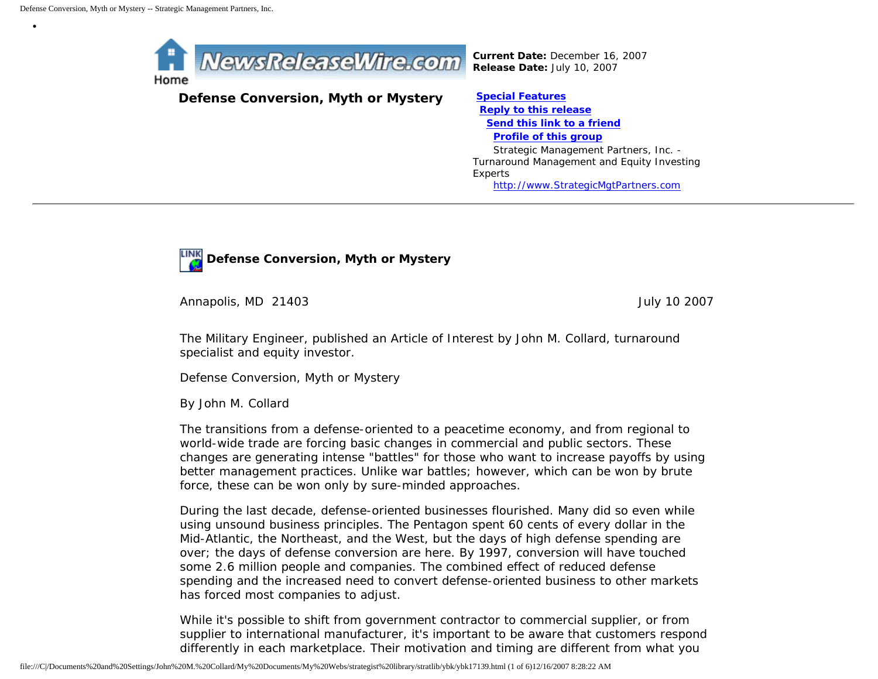**Current Date:** December 16, 2007
**Release Date:** July 10, 2007

# Defense Conversion, Myth or Mystery

[Special Features](#)
[Reply to this release](#)
[Send this link to a friend](#)
[Profile of this group](#)

Strategic Management Partners, Inc. - Turnaround Management and Equity Investing Experts
http://www.StrategicMgtPartners.com

---

## Defense Conversion, Myth or Mystery

Annapolis, MD 21403 July 10 2007

The Military Engineer, published an Article of Interest by John M. Collard, turnaround specialist and equity investor.

Defense Conversion, Myth or Mystery

By John M. Collard

The transitions from a defense-oriented to a peacetime economy, and from regional to world-wide trade are forcing basic changes in commercial and public sectors. These changes are generating intense "battles" for those who want to increase payoffs by using better management practices. Unlike war battles; however, which can be won by brute force, these can be won only by sure-minded approaches.

During the last decade, defense-oriented businesses flourished. Many did so even while using unsound business principles. The Pentagon spent 60 cents of every dollar in the Mid-Atlantic, the Northeast, and the West, but the days of high defense spending are over; the days of defense conversion are here. By 1997, conversion will have touched some 2.6 million people and companies. The combined effect of reduced defense spending and the increased need to convert defense-oriented business to other markets has forced most companies to adjust.

While it's possible to shift from government contractor to commercial supplier, or from supplier to international manufacturer, it's important to be aware that customers respond differently in each marketplace. Their motivation and timing are different from what you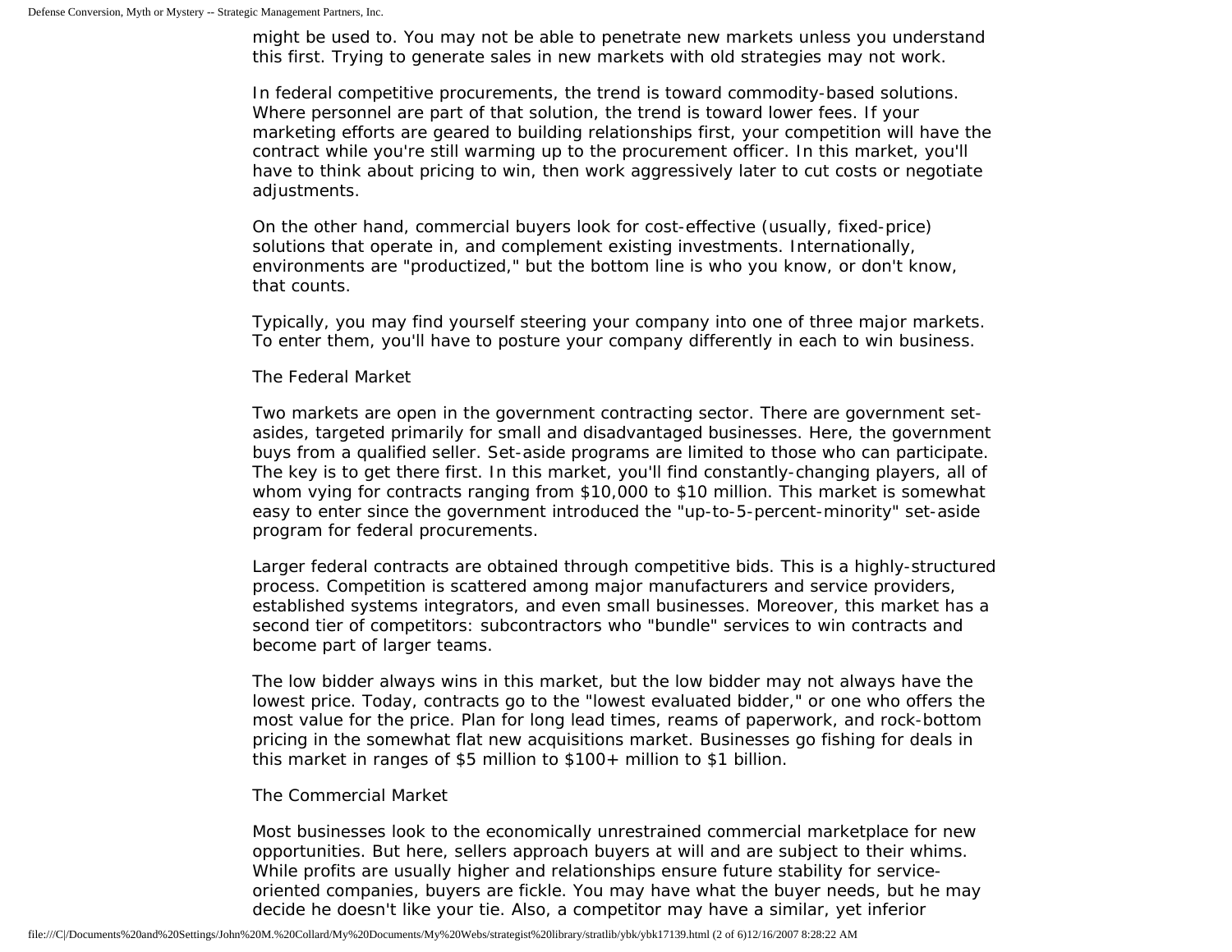might be used to. You may not be able to penetrate new markets unless you understand this first. Trying to generate sales in new markets with old strategies may not work.

In federal competitive procurements, the trend is toward commodity-based solutions. Where personnel are part of that solution, the trend is toward lower fees. If your marketing efforts are geared to building relationships first, your competition will have the contract while you're still warming up to the procurement officer. In this market, you'll have to think about pricing to win, then work aggressively later to cut costs or negotiate adjustments.

On the other hand, commercial buyers look for cost-effective (usually, fixed-price) solutions that operate in, and complement existing investments. Internationally, environments are "productized," but the bottom line is who you know, or don't know, that counts.

Typically, you may find yourself steering your company into one of three major markets. To enter them, you'll have to posture your company differently in each to win business.

## The Federal Market

Two markets are open in the government contracting sector. There are government set-asides, targeted primarily for small and disadvantaged businesses. Here, the government buys from a qualified seller. Set-aside programs are limited to those who can participate. The key is to get there first. In this market, you'll find constantly-changing players, all of whom vying for contracts ranging from $10,000 to $10 million. This market is somewhat easy to enter since the government introduced the "up-to-5-percent-minority" set-aside program for federal procurements.

Larger federal contracts are obtained through competitive bids. This is a highly-structured process. Competition is scattered among major manufacturers and service providers, established systems integrators, and even small businesses. Moreover, this market has a second tier of competitors: subcontractors who "bundle" services to win contracts and become part of larger teams.

The low bidder always wins in this market, but the low bidder may not always have the lowest price. Today, contracts go to the "lowest evaluated bidder," or one who offers the most value for the price. Plan for long lead times, reams of paperwork, and rock-bottom pricing in the somewhat flat new acquisitions market. Businesses go fishing for deals in this market in ranges of $5 million to $100+ million to $1 billion.

## The Commercial Market

Most businesses look to the economically unrestrained commercial marketplace for new opportunities. But here, sellers approach buyers at will and are subject to their whims. While profits are usually higher and relationships ensure future stability for service-oriented companies, buyers are fickle. You may have what the buyer needs, but he may decide he doesn't like your tie. Also, a competitor may have a similar, yet inferior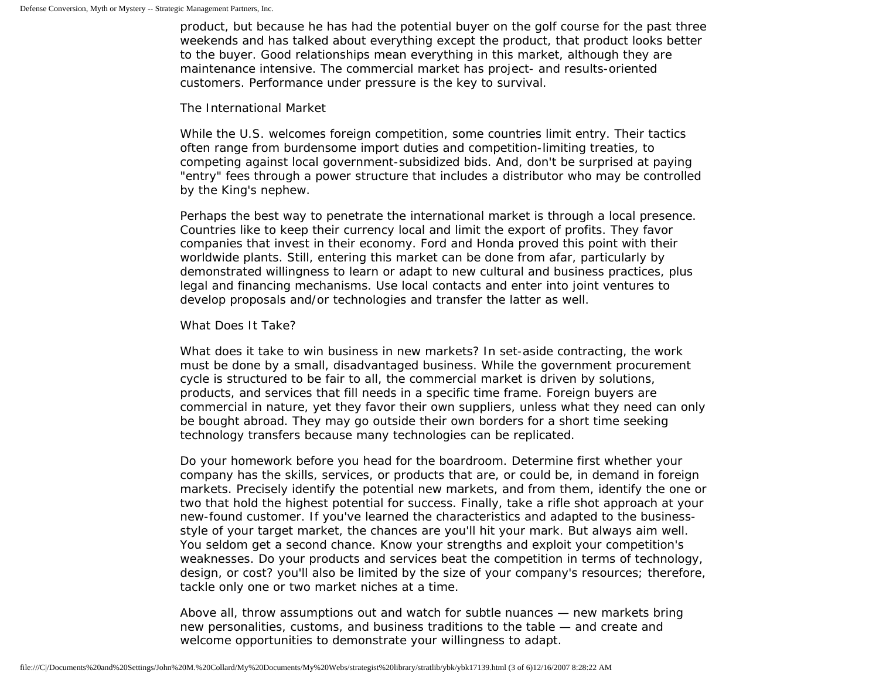product, but because he has had the potential buyer on the golf course for the past three weekends and has talked about everything except the product, that product looks better to the buyer. Good relationships mean everything in this market, although they are maintenance intensive. The commercial market has project- and results-oriented customers. Performance under pressure is the key to survival.

## The International Market

While the U.S. welcomes foreign competition, some countries limit entry. Their tactics often range from burdensome import duties and competition-limiting treaties, to competing against local government-subsidized bids. And, don't be surprised at paying "entry" fees through a power structure that includes a distributor who may be controlled by the King's nephew.

Perhaps the best way to penetrate the international market is through a local presence. Countries like to keep their currency local and limit the export of profits. They favor companies that invest in their economy. Ford and Honda proved this point with their worldwide plants. Still, entering this market can be done from afar, particularly by demonstrated willingness to learn or adapt to new cultural and business practices, plus legal and financing mechanisms. Use local contacts and enter into joint ventures to develop proposals and/or technologies and transfer the latter as well.

## What Does It Take?

What does it take to win business in new markets? In set-aside contracting, the work must be done by a small, disadvantaged business. While the government procurement cycle is structured to be fair to all, the commercial market is driven by solutions, products, and services that fill needs in a specific time frame. Foreign buyers are commercial in nature, yet they favor their own suppliers, unless what they need can only be bought abroad. They may go outside their own borders for a short time seeking technology transfers because many technologies can be replicated.

Do your homework before you head for the boardroom. Determine first whether your company has the skills, services, or products that are, or could be, in demand in foreign markets. Precisely identify the potential new markets, and from them, identify the one or two that hold the highest potential for success. Finally, take a rifle shot approach at your new-found customer. If you've learned the characteristics and adapted to the business-style of your target market, the chances are you'll hit your mark. But always aim well. You seldom get a second chance. Know your strengths and exploit your competition's weaknesses. Do your products and services beat the competition in terms of technology, design, or cost? you'll also be limited by the size of your company's resources; therefore, tackle only one or two market niches at a time.

Above all, throw assumptions out and watch for subtle nuances — new markets bring new personalities, customs, and business traditions to the table — and create and welcome opportunities to demonstrate your willingness to adapt.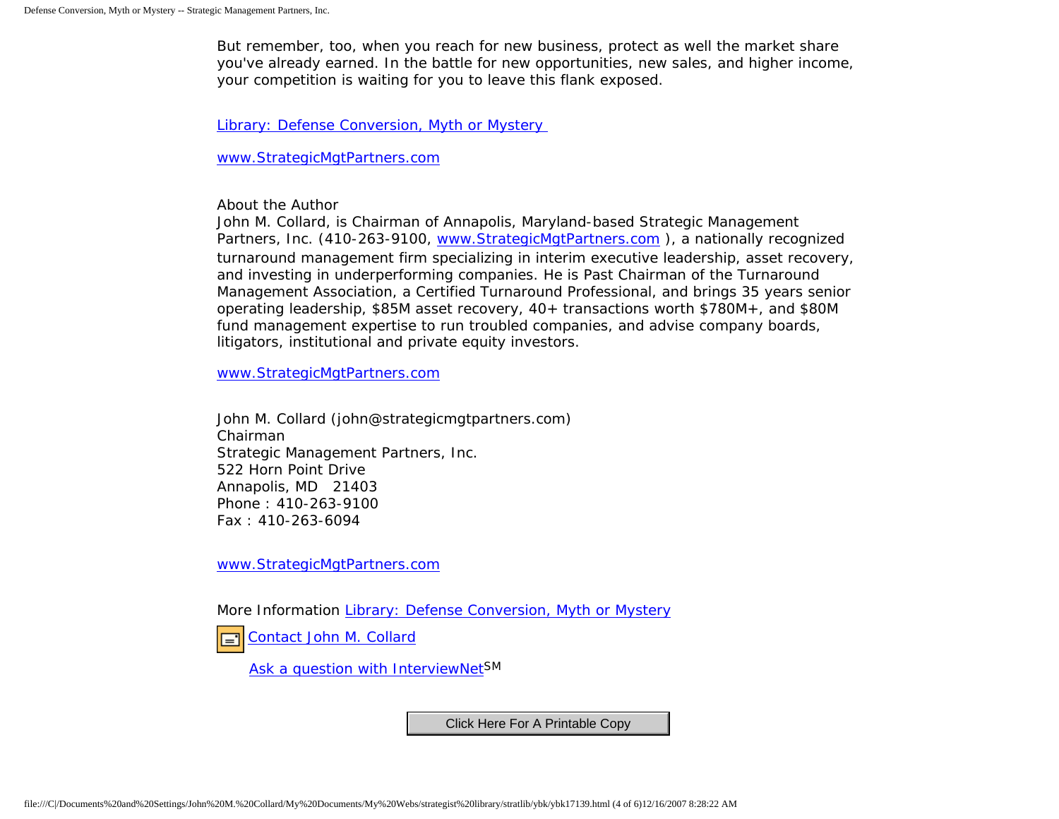But remember, too, when you reach for new business, protect as well the market share you've already earned. In the battle for new opportunities, new sales, and higher income, your competition is waiting for you to leave this flank exposed.

Library: Defense Conversion, Myth or Mystery

www.StrategicMgtPartners.com

About the Author
John M. Collard, is Chairman of Annapolis, Maryland-based Strategic Management Partners, Inc. (410-263-9100, www.StrategicMgtPartners.com ), a nationally recognized turnaround management firm specializing in interim executive leadership, asset recovery, and investing in underperforming companies. He is Past Chairman of the Turnaround Management Association, a Certified Turnaround Professional, and brings 35 years senior operating leadership, $85M asset recovery, 40+ transactions worth $780M+, and $80M fund management expertise to run troubled companies, and advise company boards, litigators, institutional and private equity investors.

www.StrategicMgtPartners.com

John M. Collard (john@strategicmgtpartners.com)
Chairman
Strategic Management Partners, Inc.
522 Horn Point Drive
Annapolis, MD 21403
Phone : 410-263-9100
Fax : 410-263-6094

www.StrategicMgtPartners.com

More Information Library: Defense Conversion, Myth or Mystery

Contact John M. Collard

Ask a question with InterviewNet[SM]

Click Here For A Printable Copy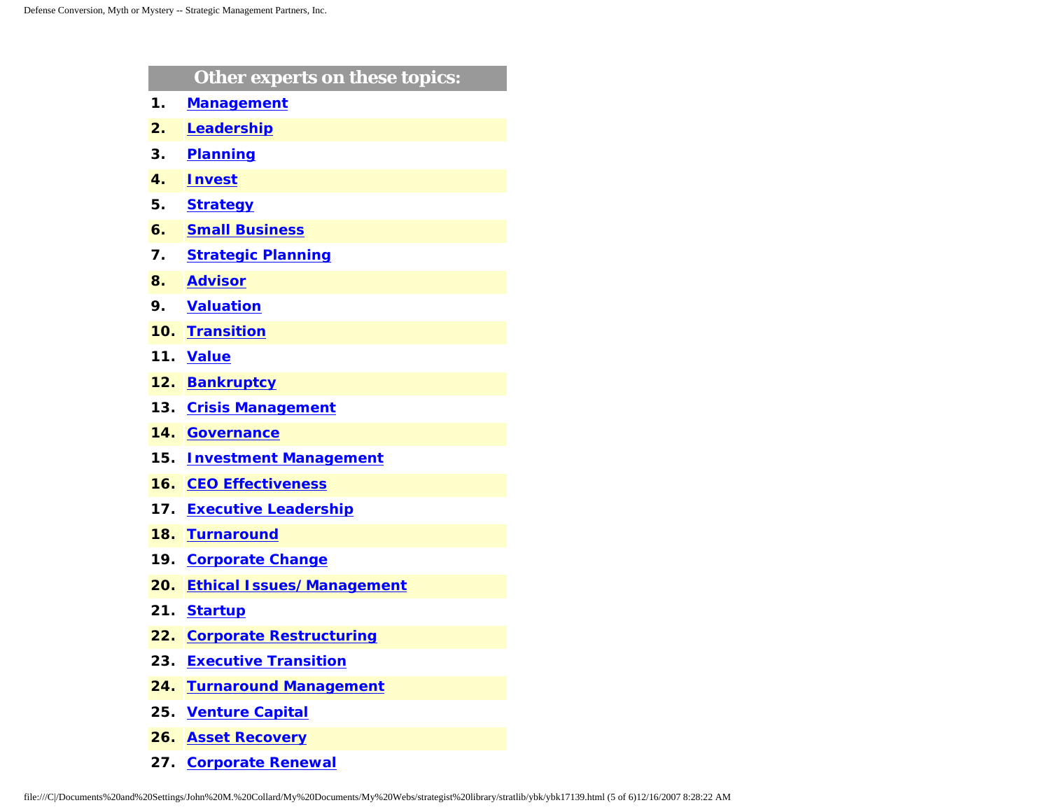## Other experts on these topics:

1. Management
2. Leadership
3. Planning
4. Invest
5. Strategy
6. Small Business
7. Strategic Planning
8. Advisor
9. Valuation
10. Transition
11. Value
12. Bankruptcy
13. Crisis Management
14. Governance
15. Investment Management
16. CEO Effectiveness
17. Executive Leadership
18. Turnaround
19. Corporate Change
20. Ethical Issues/ Management
21. Startup
22. Corporate Restructuring
23. Executive Transition
24. Turnaround Management
25. Venture Capital
26. Asset Recovery
27. Corporate Renewal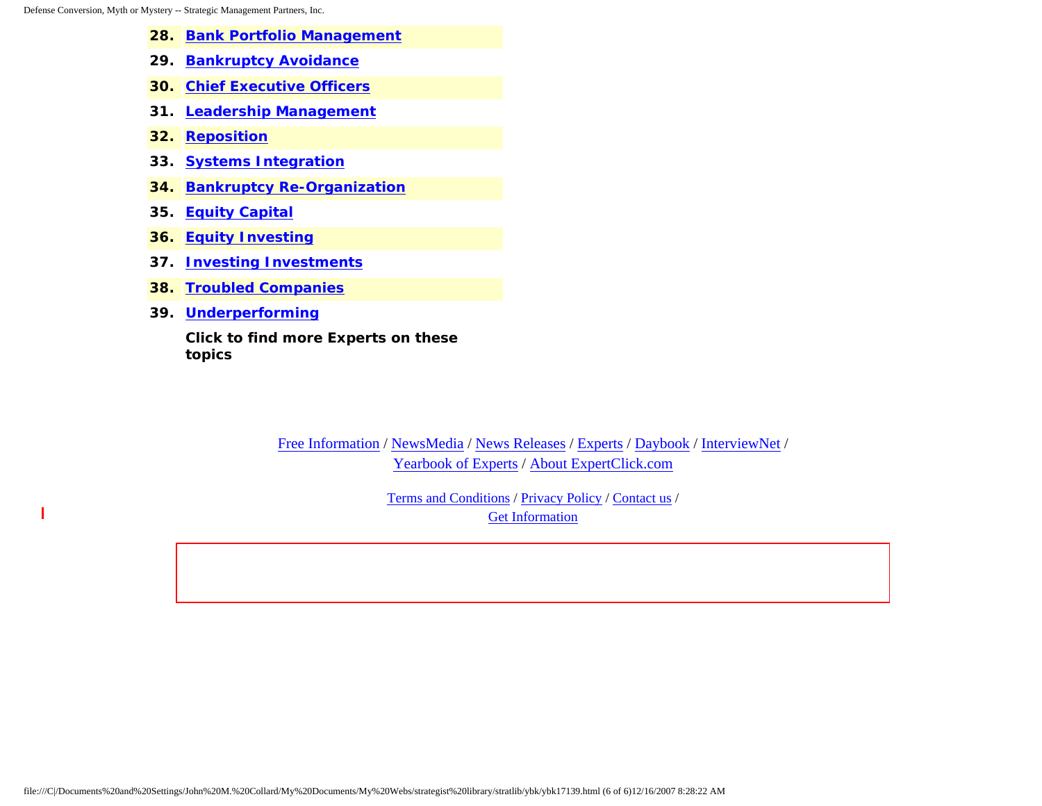28. **Bank Portfolio Management**
29. **Bankruptcy Avoidance**
30. **Chief Executive Officers**
31. **Leadership Management**
32. **Reposition**
33. **Systems Integration**
34. **Bankruptcy Re-Organization**
35. **Equity Capital**
36. **Equity Investing**
37. **Investing Investments**
38. **Troubled Companies**
39. **Underperforming**

**Click to find more Experts on these topics**

Free Information / NewsMedia / News Releases / Experts / Daybook / InterviewNet / Yearbook of Experts / About ExpertClick.com

Terms and Conditions / Privacy Policy / Contact us / Get Information